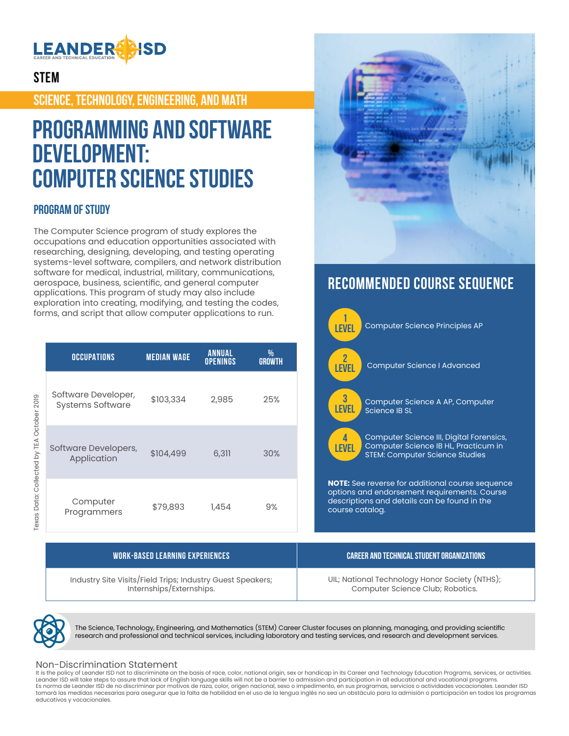LEANDER ISD
CAREER AND TECHNICAL EDUCATION

## STEM

## SCIENCE, TECHNOLOGY, ENGINEERING, AND MATH

# PROGRAMMING AND SOFTWARE DEVELOPMENT: COMPUTER SCIENCE STUDIES

### PROGRAM OF STUDY

The Computer Science program of study explores the occupations and education opportunities associated with researching, designing, developing, and testing operating systems-level software, compilers, and network distribution software for medical, industrial, military, communications, aerospace, business, scientific, and general computer applications. This program of study may also include exploration into creating, modifying, and testing the codes, forms, and script that allow computer applications to run.

| OCCUPATIONS | MEDIAN WAGE | ANNUAL OPENINGS | % GROWTH |
|---|---|---|---|
| Software Developer, Systems Software | $103,334 | 2,985 | 25% |
| Software Developers, Application | $104,499 | 6,311 | 30% |
| Computer Programmers | $79,893 | 1,454 | 9% |

Texas Data: Collected by TEA October 2019

## RECOMMENDED COURSE SEQUENCE

- **LEVEL 1** Computer Science Principles AP
- **LEVEL 2** Computer Science I Advanced
- **LEVEL 3** Computer Science A AP, Computer Science IB SL
- **LEVEL 4** Computer Science III, Digital Forensics, Computer Science IB HL, Practicum in STEM: Computer Science Studies

**NOTE:** See reverse for additional course sequence options and endorsement requirements. Course descriptions and details can be found in the course catalog.

| WORK-BASED LEARNING EXPERIENCES | CAREER AND TECHNICAL STUDENT ORGANIZATIONS |
|---|---|
| Industry Site Visits/Field Trips; Industry Guest Speakers; Internships/Externships. | UIL; National Technology Honor Society (NTHS); Computer Science Club; Robotics. |

The Science, Technology, Engineering, and Mathematics (STEM) Career Cluster focuses on planning, managing, and providing scientific research and professional and technical services, including laboratory and testing services, and research and development services.

### Non-Discrimination Statement

It is the policy of Leander ISD not to discriminate on the basis of race, color, national origin, sex or handicap in its Career and Technology Education Programs, services, or activities. Leander ISD will take steps to assure that lack of English language skills will not be a barrier to admission and participation in all educational and vocational programs.
Es norma de Leander ISD de no discriminar por motivos de raza, color, origen nacional, sexo o impedimento, en sus programas, servicios o actividades vocacionales. Leander ISD tomará las medidas necesarias para asegurar que la falta de habilidad en el uso de la lengua inglés no sea un obstáculo para la admisión o participación en todos los programas educativos y vocacionales.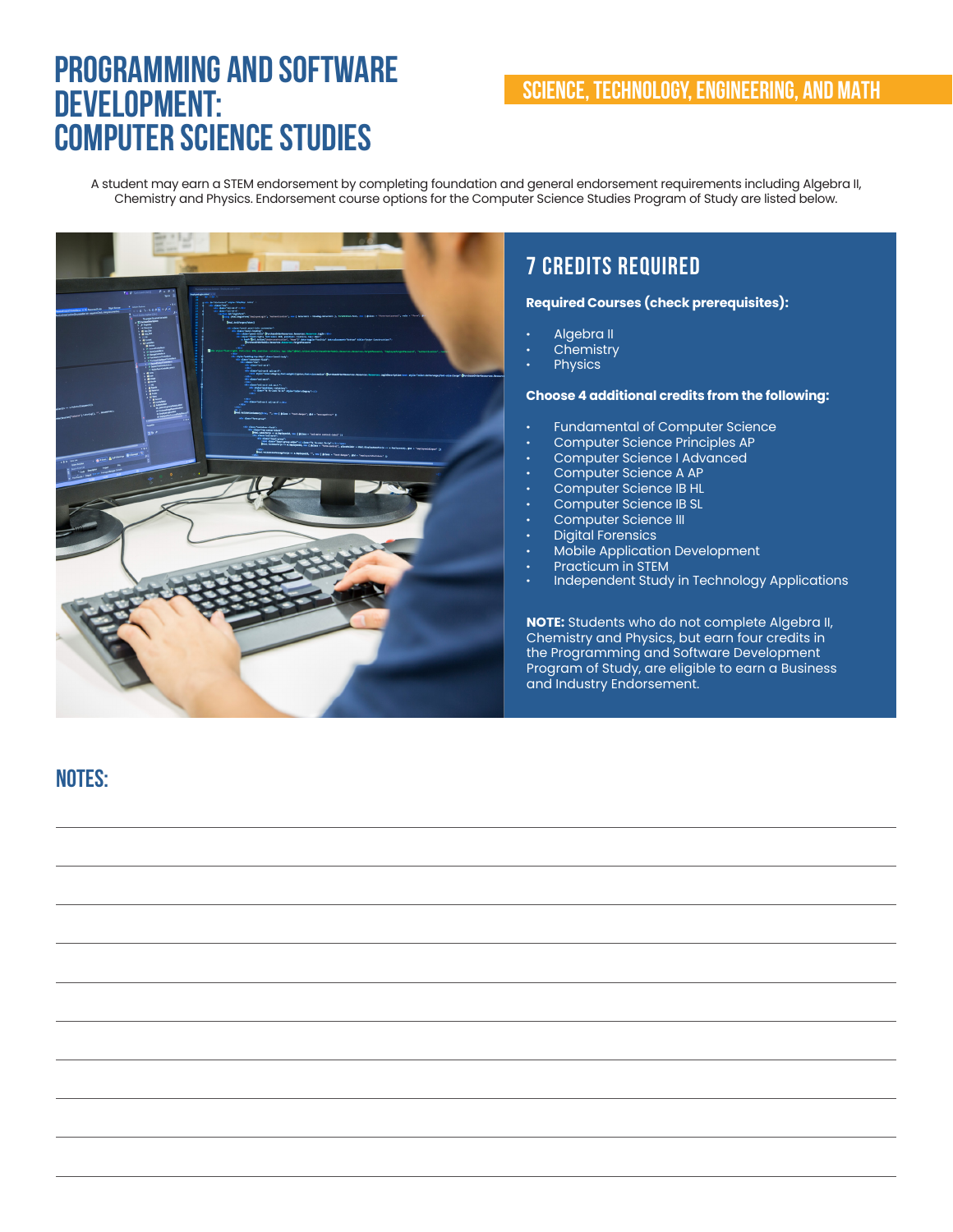# PROGRAMMING AND SOFTWARE DEVELOPMENT: COMPUTER SCIENCE STUDIES

SCIENCE, TECHNOLOGY, ENGINEERING, AND MATH

A student may earn a STEM endorsement by completing foundation and general endorsement requirements including Algebra II, Chemistry and Physics. Endorsement course options for the Computer Science Studies Program of Study are listed below.

## 7 CREDITS REQUIRED

**Required Courses (check prerequisites):**

- Algebra II
- Chemistry
- Physics

**Choose 4 additional credits from the following:**

- Fundamental of Computer Science
- Computer Science Principles AP
- Computer Science I Advanced
- Computer Science A AP
- Computer Science IB HL
- Computer Science IB SL
- Computer Science III
- Digital Forensics
- Mobile Application Development
- Practicum in STEM
- Independent Study in Technology Applications

**NOTE:** Students who do not complete Algebra II, Chemistry and Physics, but earn four credits in the Programming and Software Development Program of Study, are eligible to earn a Business and Industry Endorsement.

## NOTES: